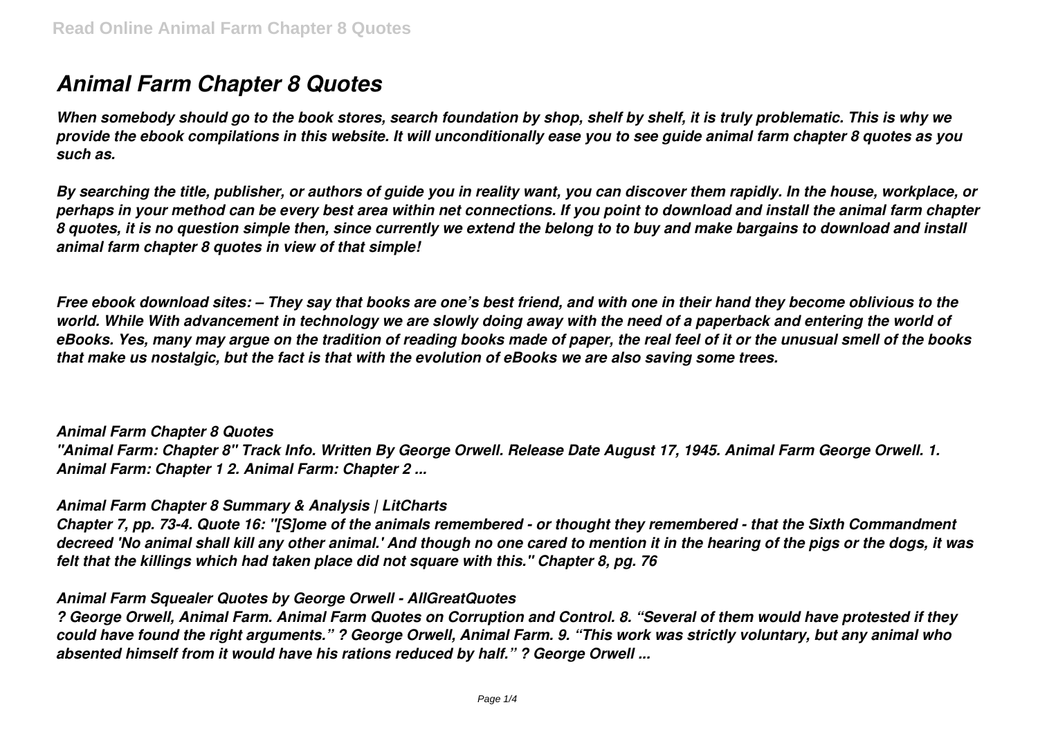# *Animal Farm Chapter 8 Quotes*

***When somebody should go to the book stores, search foundation by shop, shelf by shelf, it is truly problematic. This is why we provide the ebook compilations in this website. It will unconditionally ease you to see guide animal farm chapter 8 quotes as you such as.***

***By searching the title, publisher, or authors of guide you in reality want, you can discover them rapidly. In the house, workplace, or perhaps in your method can be every best area within net connections. If you point to download and install the animal farm chapter 8 quotes, it is no question simple then, since currently we extend the belong to to buy and make bargains to download and install animal farm chapter 8 quotes in view of that simple!***

***Free ebook download sites: – They say that books are one's best friend, and with one in their hand they become oblivious to the world. While With advancement in technology we are slowly doing away with the need of a paperback and entering the world of eBooks. Yes, many may argue on the tradition of reading books made of paper, the real feel of it or the unusual smell of the books that make us nostalgic, but the fact is that with the evolution of eBooks we are also saving some trees.***

***Animal Farm Chapter 8 Quotes***

***"Animal Farm: Chapter 8" Track Info. Written By George Orwell. Release Date August 17, 1945. Animal Farm George Orwell. 1. Animal Farm: Chapter 1 2. Animal Farm: Chapter 2 ...***

***Animal Farm Chapter 8 Summary & Analysis | LitCharts***

***Chapter 7, pp. 73-4. Quote 16: "[S]ome of the animals remembered - or thought they remembered - that the Sixth Commandment decreed 'No animal shall kill any other animal.' And though no one cared to mention it in the hearing of the pigs or the dogs, it was felt that the killings which had taken place did not square with this." Chapter 8, pg. 76***

***Animal Farm Squealer Quotes by George Orwell - AllGreatQuotes***

***? George Orwell, Animal Farm. Animal Farm Quotes on Corruption and Control. 8. "Several of them would have protested if they could have found the right arguments." ? George Orwell, Animal Farm. 9. "This work was strictly voluntary, but any animal who absented himself from it would have his rations reduced by half." ? George Orwell ...***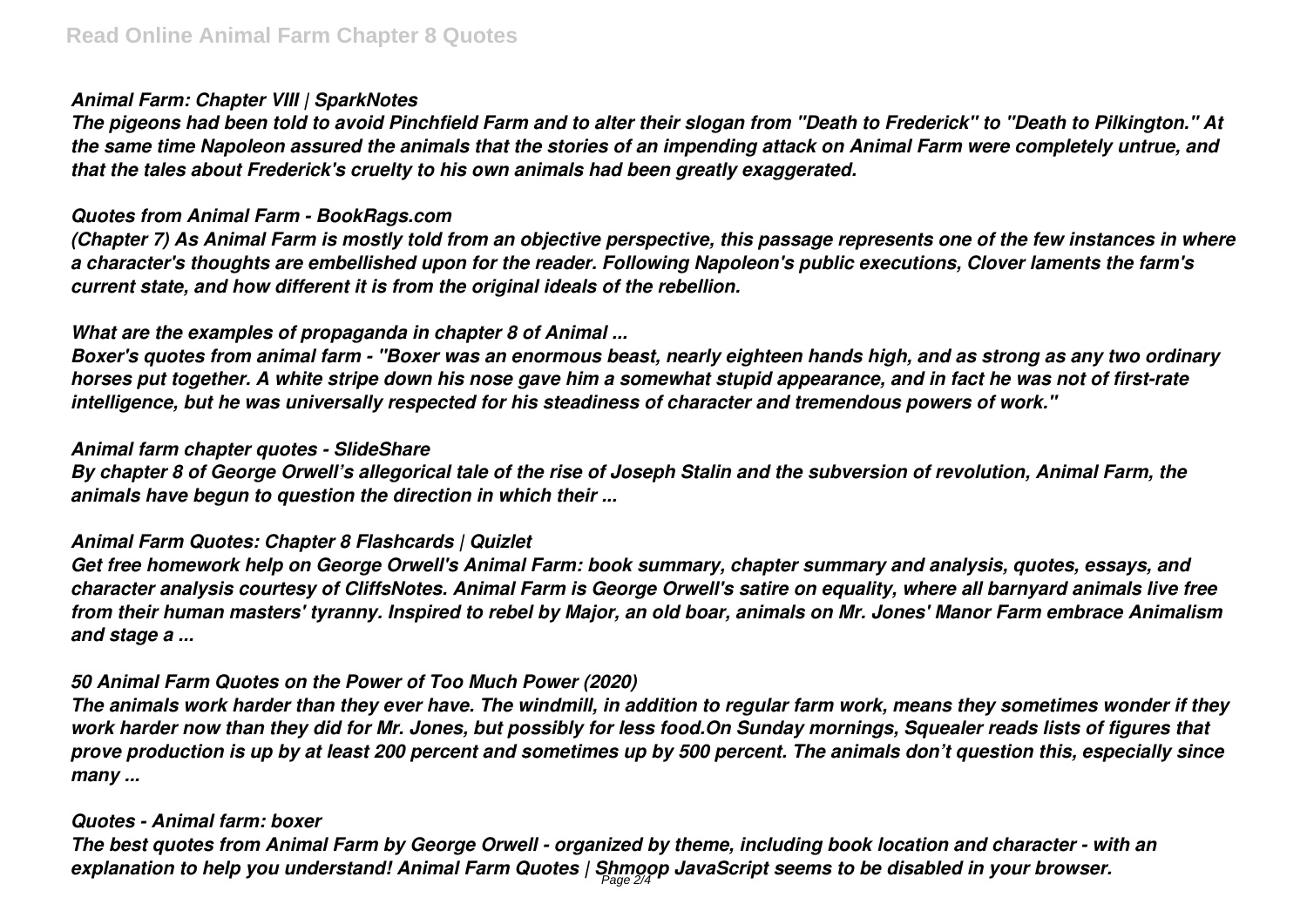## *Animal Farm: Chapter VIII | SparkNotes*

***The pigeons had been told to avoid Pinchfield Farm and to alter their slogan from "Death to Frederick" to "Death to Pilkington." At the same time Napoleon assured the animals that the stories of an impending attack on Animal Farm were completely untrue, and that the tales about Frederick's cruelty to his own animals had been greatly exaggerated.***

## *Quotes from Animal Farm - BookRags.com*

***(Chapter 7) As Animal Farm is mostly told from an objective perspective, this passage represents one of the few instances in where a character's thoughts are embellished upon for the reader. Following Napoleon's public executions, Clover laments the farm's current state, and how different it is from the original ideals of the rebellion.***

## *What are the examples of propaganda in chapter 8 of Animal ...*

***Boxer's quotes from animal farm - "Boxer was an enormous beast, nearly eighteen hands high, and as strong as any two ordinary horses put together. A white stripe down his nose gave him a somewhat stupid appearance, and in fact he was not of first-rate intelligence, but he was universally respected for his steadiness of character and tremendous powers of work."***

## *Animal farm chapter quotes - SlideShare*

***By chapter 8 of George Orwell's allegorical tale of the rise of Joseph Stalin and the subversion of revolution, Animal Farm, the animals have begun to question the direction in which their ...***

## *Animal Farm Quotes: Chapter 8 Flashcards | Quizlet*

***Get free homework help on George Orwell's Animal Farm: book summary, chapter summary and analysis, quotes, essays, and character analysis courtesy of CliffsNotes. Animal Farm is George Orwell's satire on equality, where all barnyard animals live free from their human masters' tyranny. Inspired to rebel by Major, an old boar, animals on Mr. Jones' Manor Farm embrace Animalism and stage a ...***

## *50 Animal Farm Quotes on the Power of Too Much Power (2020)*

***The animals work harder than they ever have. The windmill, in addition to regular farm work, means they sometimes wonder if they work harder now than they did for Mr. Jones, but possibly for less food.On Sunday mornings, Squealer reads lists of figures that prove production is up by at least 200 percent and sometimes up by 500 percent. The animals don't question this, especially since many ...***

## *Quotes - Animal farm: boxer*

***The best quotes from Animal Farm by George Orwell - organized by theme, including book location and character - with an explanation to help you understand! Animal Farm Quotes | Shmoop JavaScript seems to be disabled in your browser.***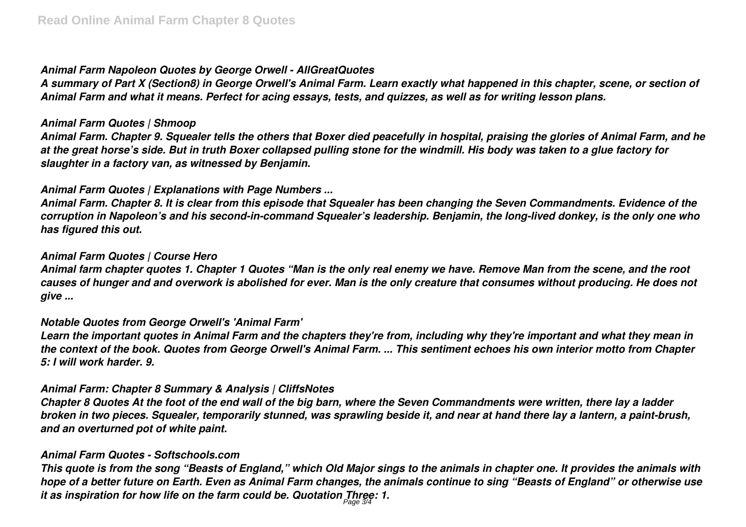### *Animal Farm Napoleon Quotes by George Orwell - AllGreatQuotes*

*A summary of Part X (Section8) in George Orwell's Animal Farm. Learn exactly what happened in this chapter, scene, or section of Animal Farm and what it means. Perfect for acing essays, tests, and quizzes, as well as for writing lesson plans.*

### *Animal Farm Quotes | Shmoop*

*Animal Farm. Chapter 9. Squealer tells the others that Boxer died peacefully in hospital, praising the glories of Animal Farm, and he at the great horse's side. But in truth Boxer collapsed pulling stone for the windmill. His body was taken to a glue factory for slaughter in a factory van, as witnessed by Benjamin.*

### *Animal Farm Quotes | Explanations with Page Numbers ...*

*Animal Farm. Chapter 8. It is clear from this episode that Squealer has been changing the Seven Commandments. Evidence of the corruption in Napoleon's and his second-in-command Squealer's leadership. Benjamin, the long-lived donkey, is the only one who has figured this out.*

### *Animal Farm Quotes | Course Hero*

*Animal farm chapter quotes 1. Chapter 1 Quotes "Man is the only real enemy we have. Remove Man from the scene, and the root causes of hunger and and overwork is abolished for ever. Man is the only creature that consumes without producing. He does not give ...*

### *Notable Quotes from George Orwell's 'Animal Farm'*

*Learn the important quotes in Animal Farm and the chapters they're from, including why they're important and what they mean in the context of the book. Quotes from George Orwell's Animal Farm. ... This sentiment echoes his own interior motto from Chapter 5: I will work harder. 9.*

### *Animal Farm: Chapter 8 Summary & Analysis | CliffsNotes*

*Chapter 8 Quotes At the foot of the end wall of the big barn, where the Seven Commandments were written, there lay a ladder broken in two pieces. Squealer, temporarily stunned, was sprawling beside it, and near at hand there lay a lantern, a paint-brush, and an overturned pot of white paint.*

### *Animal Farm Quotes - Softschools.com*

*This quote is from the song "Beasts of England," which Old Major sings to the animals in chapter one. It provides the animals with hope of a better future on Earth. Even as Animal Farm changes, the animals continue to sing "Beasts of England" or otherwise use it as inspiration for how life on the farm could be. Quotation Three: 1.*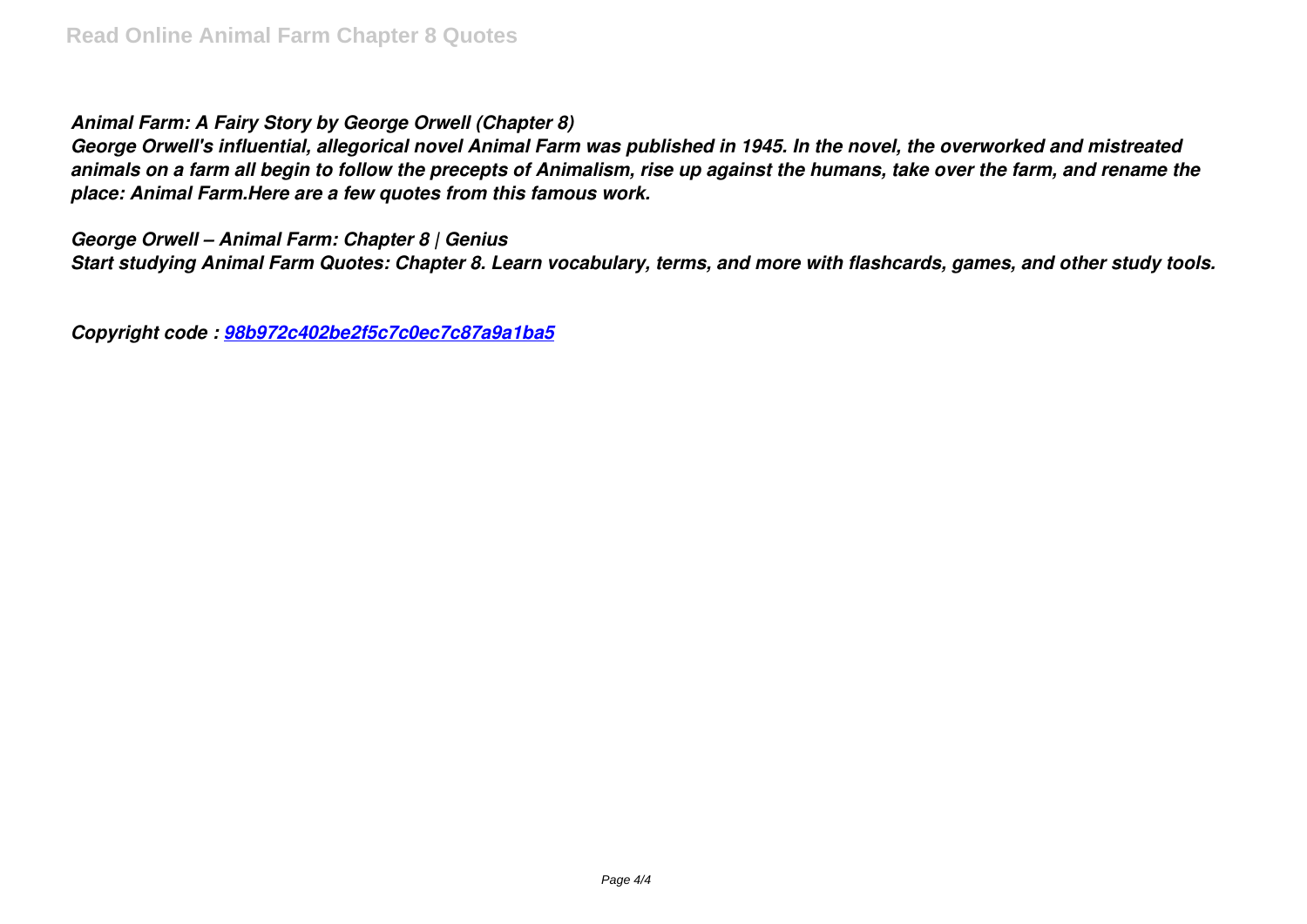***Animal Farm: A Fairy Story by George Orwell (Chapter 8)***

***George Orwell's influential, allegorical novel Animal Farm was published in 1945. In the novel, the overworked and mistreated animals on a farm all begin to follow the precepts of Animalism, rise up against the humans, take over the farm, and rename the place: Animal Farm.Here are a few quotes from this famous work.***

***George Orwell – Animal Farm: Chapter 8 | Genius***

***Start studying Animal Farm Quotes: Chapter 8. Learn vocabulary, terms, and more with flashcards, games, and other study tools.***

***Copyright code : 98b972c402be2f5c7c0ec7c87a9a1ba5***